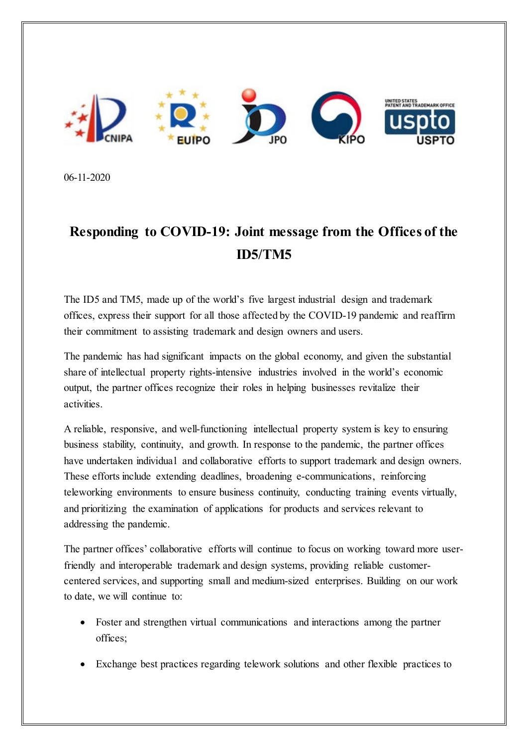CNIPA EUIPO JPO KIPO USPTO

06-11-2020

# Responding to COVID-19: Joint message from the Offices of the ID5/TM5

The ID5 and TM5, made up of the world's five largest industrial design and trademark offices, express their support for all those affected by the COVID-19 pandemic and reaffirm their commitment to assisting trademark and design owners and users.

The pandemic has had significant impacts on the global economy, and given the substantial share of intellectual property rights-intensive industries involved in the world's economic output, the partner offices recognize their roles in helping businesses revitalize their activities.

A reliable, responsive, and well-functioning intellectual property system is key to ensuring business stability, continuity, and growth. In response to the pandemic, the partner offices have undertaken individual and collaborative efforts to support trademark and design owners. These efforts include extending deadlines, broadening e-communications, reinforcing teleworking environments to ensure business continuity, conducting training events virtually, and prioritizing the examination of applications for products and services relevant to addressing the pandemic.

The partner offices' collaborative efforts will continue to focus on working toward more user-friendly and interoperable trademark and design systems, providing reliable customer-centered services, and supporting small and medium-sized enterprises. Building on our work to date, we will continue to:

- Foster and strengthen virtual communications and interactions among the partner offices;
- Exchange best practices regarding telework solutions and other flexible practices to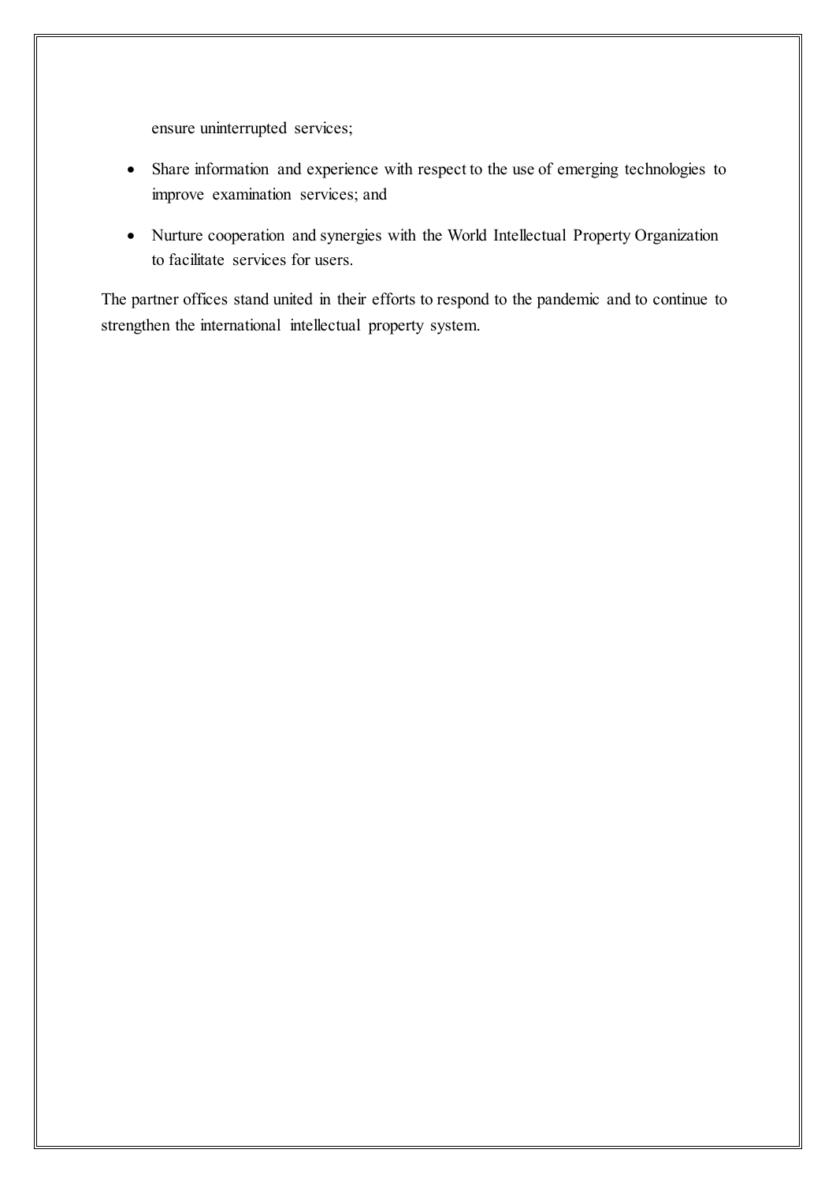ensure uninterrupted services;

- Share information and experience with respect to the use of emerging technologies to improve examination services; and
- Nurture cooperation and synergies with the World Intellectual Property Organization to facilitate services for users.

The partner offices stand united in their efforts to respond to the pandemic and to continue to strengthen the international intellectual property system.